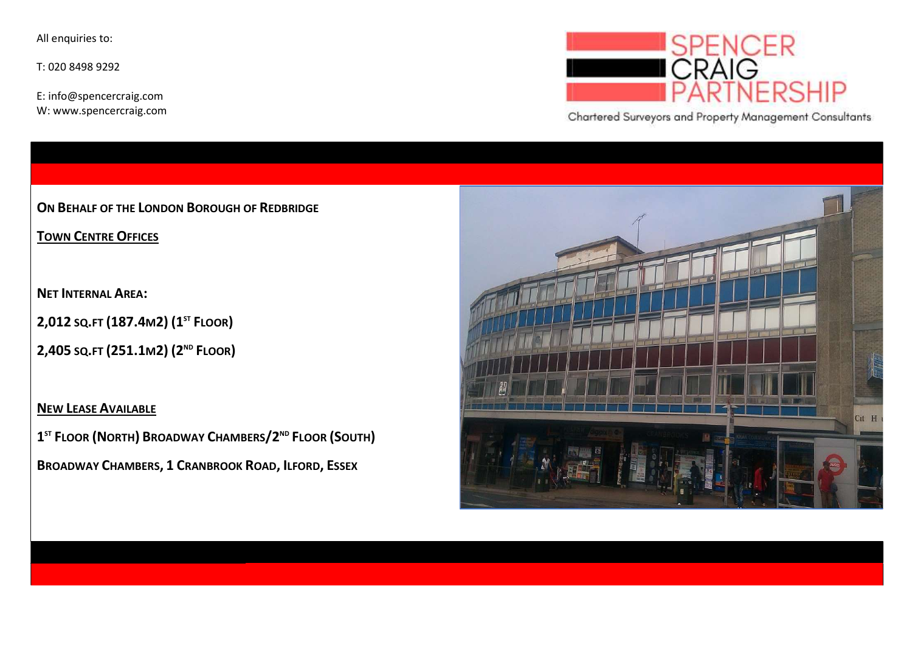All enquiries to:

T: 020 8498 9292

E: info@spencercraig.com
W: www.spencercraig.com

SPENCER CRAIG PARTNERSHIP

Chartered Surveyors and Property Management Consultants

**ON BEHALF OF THE LONDON BOROUGH OF REDBRIDGE**

**TOWN CENTRE OFFICES**

**NET INTERNAL AREA:**

**2,012 SQ.FT (187.4M2) (1ST FLOOR)**

**2,405 SQ.FT (251.1M2) (2ND FLOOR)**

**NEW LEASE AVAILABLE**

**1ST FLOOR (NORTH) BROADWAY CHAMBERS/2ND FLOOR (SOUTH)**

**BROADWAY CHAMBERS, 1 CRANBROOK ROAD, ILFORD, ESSEX**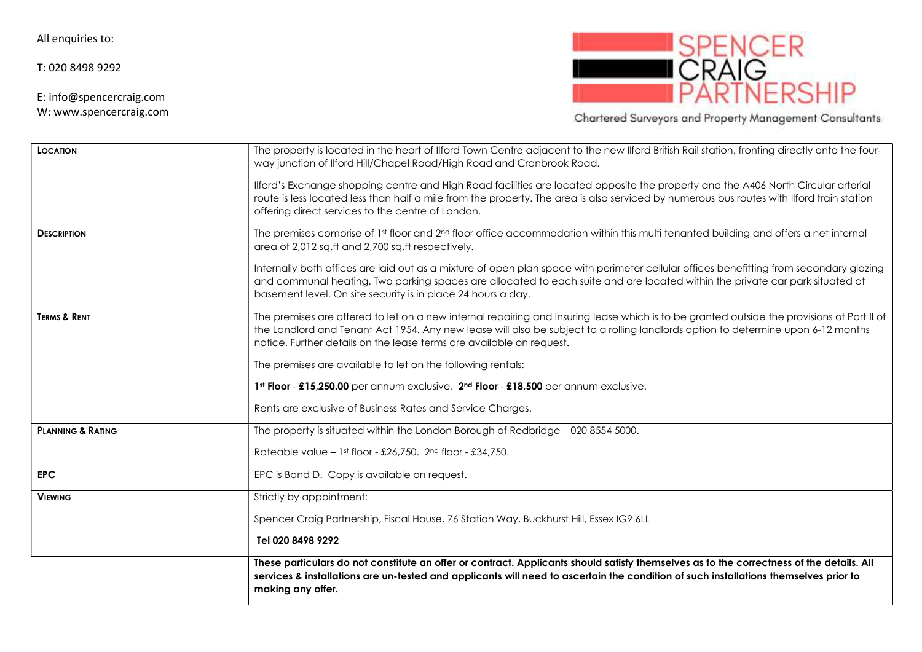All enquiries to:

T: 020 8498 9292

E: info@spencercraig.com
W: www.spencercraig.com

SPENCER CRAIG PARTNERSHIP

Chartered Surveyors and Property Management Consultants

| | |
|---|---|
| **LOCATION** | The property is located in the heart of Ilford Town Centre adjacent to the new Ilford British Rail station, fronting directly onto the four-way junction of Ilford Hill/Chapel Road/High Road and Cranbrook Road.<br><br>Ilford's Exchange shopping centre and High Road facilities are located opposite the property and the A406 North Circular arterial route is less located less than half a mile from the property. The area is also serviced by numerous bus routes with Ilford train station offering direct services to the centre of London. |
| **DESCRIPTION** | The premises comprise of 1st floor and 2nd floor office accommodation within this multi tenanted building and offers a net internal area of 2,012 sq.ft and 2,700 sq.ft respectively.<br><br>Internally both offices are laid out as a mixture of open plan space with perimeter cellular offices benefitting from secondary glazing and communal heating. Two parking spaces are allocated to each suite and are located within the private car park situated at basement level. On site security is in place 24 hours a day. |
| **TERMS & RENT** | The premises are offered to let on a new internal repairing and insuring lease which is to be granted outside the provisions of Part II of the Landlord and Tenant Act 1954. Any new lease will also be subject to a rolling landlords option to determine upon 6-12 months notice. Further details on the lease terms are available on request.<br><br>The premises are available to let on the following rentals:<br><br>**1st Floor** - **£15,250.00** per annum exclusive. **2nd Floor** - **£18,500** per annum exclusive.<br><br>Rents are exclusive of Business Rates and Service Charges. |
| **PLANNING & RATING** | The property is situated within the London Borough of Redbridge – 020 8554 5000.<br><br>Rateable value – 1st floor - £26,750. 2nd floor - £34,750. |
| **EPC** | EPC is Band D. Copy is available on request. |
| **VIEWING** | Strictly by appointment:<br><br>Spencer Craig Partnership, Fiscal House, 76 Station Way, Buckhurst Hill, Essex IG9 6LL<br><br>**Tel 020 8498 9292** |
| | **These particulars do not constitute an offer or contract. Applicants should satisfy themselves as to the correctness of the details. All services & installations are un-tested and applicants will need to ascertain the condition of such installations themselves prior to making any offer.** |